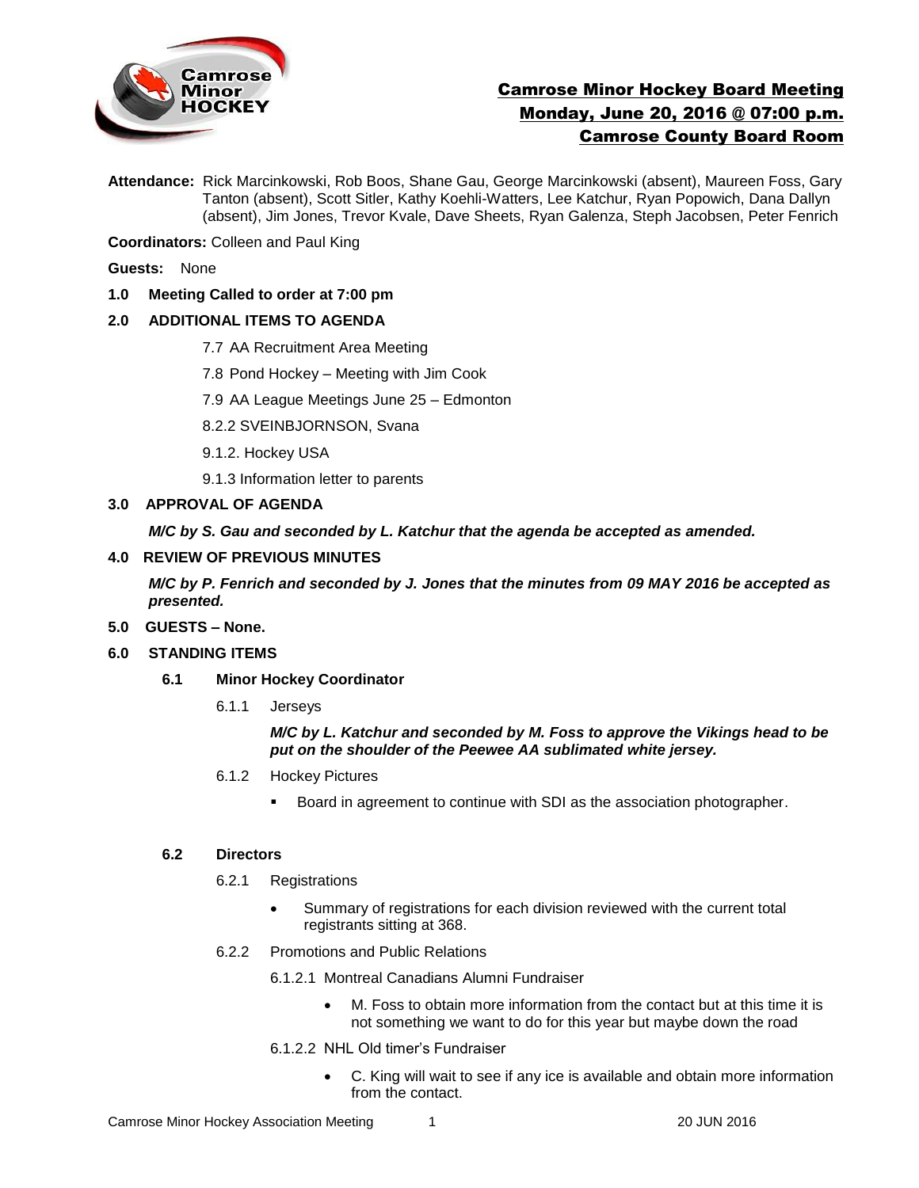# Camrose Minor Hockey Board Meeting
## Monday, June 20, 2016 @ 07:00 p.m.
## Camrose County Board Room

**Attendance:** Rick Marcinkowski, Rob Boos, Shane Gau, George Marcinkowski (absent), Maureen Foss, Gary Tanton (absent), Scott Sitler, Kathy Koehli-Watters, Lee Katchur, Ryan Popowich, Dana Dallyn (absent), Jim Jones, Trevor Kvale, Dave Sheets, Ryan Galenza, Steph Jacobsen, Peter Fenrich

**Coordinators:** Colleen and Paul King

**Guests:** None

**1.0 Meeting Called to order at 7:00 pm**

**2.0 ADDITIONAL ITEMS TO AGENDA**

- 7.7 AA Recruitment Area Meeting
- 7.8 Pond Hockey – Meeting with Jim Cook
- 7.9 AA League Meetings June 25 – Edmonton
- 8.2.2 SVEINBJORNSON, Svana
- 9.1.2. Hockey USA
- 9.1.3 Information letter to parents

**3.0 APPROVAL OF AGENDA**

***M/C by S. Gau and seconded by L. Katchur that the agenda be accepted as amended.***

**4.0 REVIEW OF PREVIOUS MINUTES**

***M/C by P. Fenrich and seconded by J. Jones that the minutes from 09 MAY 2016 be accepted as presented.***

**5.0 GUESTS – None.**

**6.0 STANDING ITEMS**

**6.1 Minor Hockey Coordinator**

6.1.1 Jerseys

***M/C by L. Katchur and seconded by M. Foss to approve the Vikings head to be put on the shoulder of the Peewee AA sublimated white jersey.***

6.1.2 Hockey Pictures

- Board in agreement to continue with SDI as the association photographer.

**6.2 Directors**

6.2.1 Registrations

- Summary of registrations for each division reviewed with the current total registrants sitting at 368.

6.2.2 Promotions and Public Relations

6.1.2.1 Montreal Canadians Alumni Fundraiser

- M. Foss to obtain more information from the contact but at this time it is not something we want to do for this year but maybe down the road

6.1.2.2 NHL Old timer's Fundraiser

- C. King will wait to see if any ice is available and obtain more information from the contact.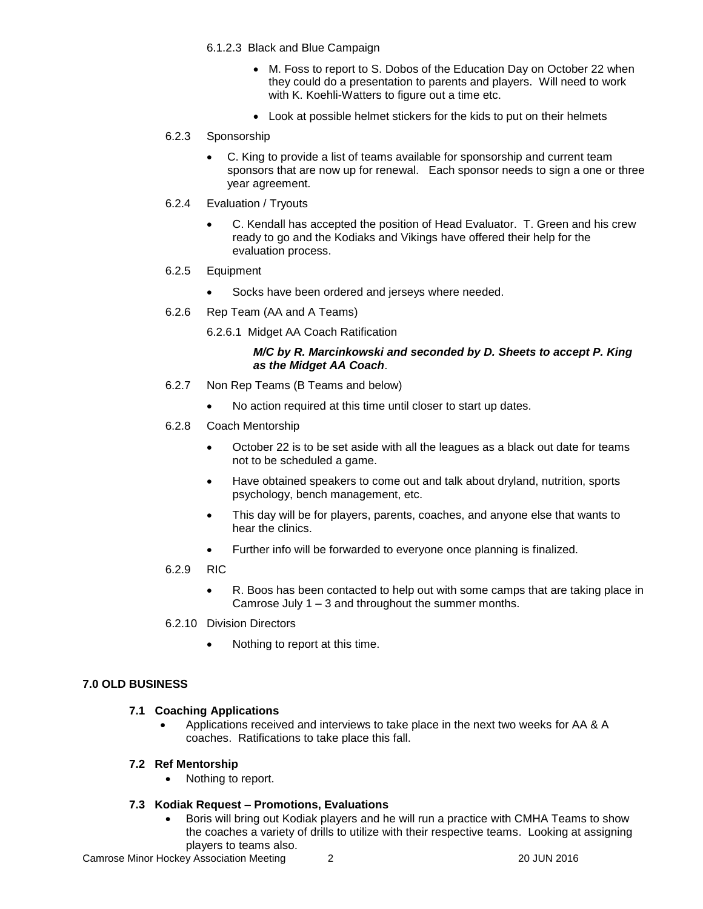6.1.2.3 Black and Blue Campaign

- M. Foss to report to S. Dobos of the Education Day on October 22 when they could do a presentation to parents and players. Will need to work with K. Koehli-Watters to figure out a time etc.
- Look at possible helmet stickers for the kids to put on their helmets

6.2.3 Sponsorship

- C. King to provide a list of teams available for sponsorship and current team sponsors that are now up for renewal. Each sponsor needs to sign a one or three year agreement.

6.2.4 Evaluation / Tryouts

- C. Kendall has accepted the position of Head Evaluator. T. Green and his crew ready to go and the Kodiaks and Vikings have offered their help for the evaluation process.

6.2.5 Equipment

- Socks have been ordered and jerseys where needed.

6.2.6 Rep Team (AA and A Teams)

6.2.6.1 Midget AA Coach Ratification

***M/C by R. Marcinkowski and seconded by D. Sheets to accept P. King as the Midget AA Coach***.

6.2.7 Non Rep Teams (B Teams and below)

- No action required at this time until closer to start up dates.

6.2.8 Coach Mentorship

- October 22 is to be set aside with all the leagues as a black out date for teams not to be scheduled a game.
- Have obtained speakers to come out and talk about dryland, nutrition, sports psychology, bench management, etc.
- This day will be for players, parents, coaches, and anyone else that wants to hear the clinics.
- Further info will be forwarded to everyone once planning is finalized.

6.2.9 RIC

- R. Boos has been contacted to help out with some camps that are taking place in Camrose July 1 – 3 and throughout the summer months.

6.2.10 Division Directors

- Nothing to report at this time.

## 7.0 OLD BUSINESS

### 7.1 Coaching Applications

- Applications received and interviews to take place in the next two weeks for AA & A coaches. Ratifications to take place this fall.

### 7.2 Ref Mentorship

- Nothing to report.

### 7.3 Kodiak Request – Promotions, Evaluations

- Boris will bring out Kodiak players and he will run a practice with CMHA Teams to show the coaches a variety of drills to utilize with their respective teams. Looking at assigning players to teams also.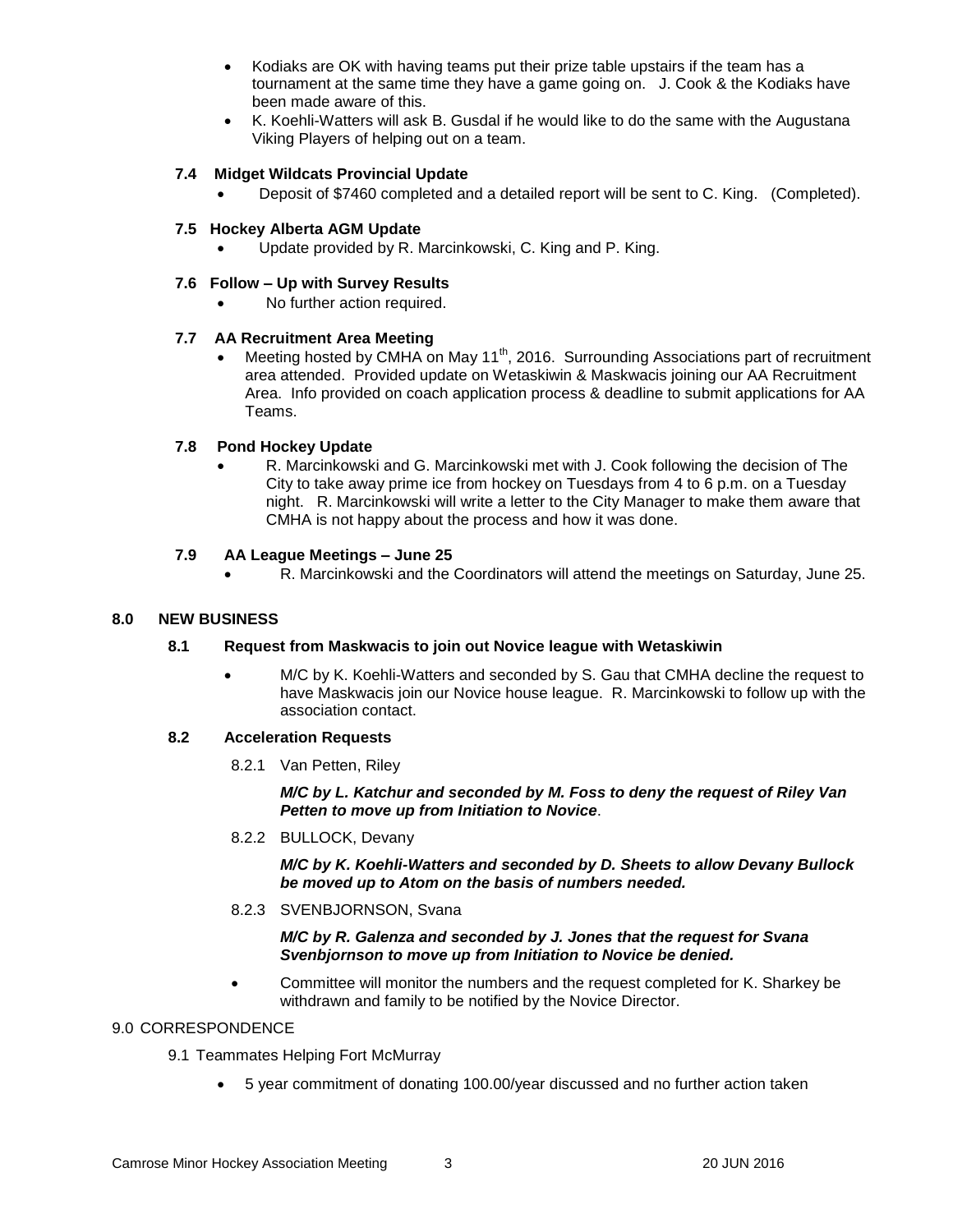- Kodiaks are OK with having teams put their prize table upstairs if the team has a tournament at the same time they have a game going on. J. Cook & the Kodiaks have been made aware of this.
- K. Koehli-Watters will ask B. Gusdal if he would like to do the same with the Augustana Viking Players of helping out on a team.

### 7.4 Midget Wildcats Provincial Update

- Deposit of $7460 completed and a detailed report will be sent to C. King. (Completed).

### 7.5 Hockey Alberta AGM Update

- Update provided by R. Marcinkowski, C. King and P. King.

### 7.6 Follow – Up with Survey Results

- No further action required.

### 7.7 AA Recruitment Area Meeting

- Meeting hosted by CMHA on May 11th, 2016. Surrounding Associations part of recruitment area attended. Provided update on Wetaskiwin & Maskwacis joining our AA Recruitment Area. Info provided on coach application process & deadline to submit applications for AA Teams.

### 7.8 Pond Hockey Update

- R. Marcinkowski and G. Marcinkowski met with J. Cook following the decision of The City to take away prime ice from hockey on Tuesdays from 4 to 6 p.m. on a Tuesday night. R. Marcinkowski will write a letter to the City Manager to make them aware that CMHA is not happy about the process and how it was done.

### 7.9 AA League Meetings – June 25

- R. Marcinkowski and the Coordinators will attend the meetings on Saturday, June 25.

## 8.0 NEW BUSINESS

### 8.1 Request from Maskwacis to join out Novice league with Wetaskiwin

- M/C by K. Koehli-Watters and seconded by S. Gau that CMHA decline the request to have Maskwacis join our Novice house league. R. Marcinkowski to follow up with the association contact.

### 8.2 Acceleration Requests

8.2.1 Van Petten, Riley

***M/C by L. Katchur and seconded by M. Foss to deny the request of Riley Van Petten to move up from Initiation to Novice***.

8.2.2 BULLOCK, Devany

***M/C by K. Koehli-Watters and seconded by D. Sheets to allow Devany Bullock be moved up to Atom on the basis of numbers needed.***

8.2.3 SVENBJORNSON, Svana

***M/C by R. Galenza and seconded by J. Jones that the request for Svana Svenbjornson to move up from Initiation to Novice be denied.***

- Committee will monitor the numbers and the request completed for K. Sharkey be withdrawn and family to be notified by the Novice Director.

## 9.0 CORRESPONDENCE

9.1 Teammates Helping Fort McMurray

- 5 year commitment of donating 100.00/year discussed and no further action taken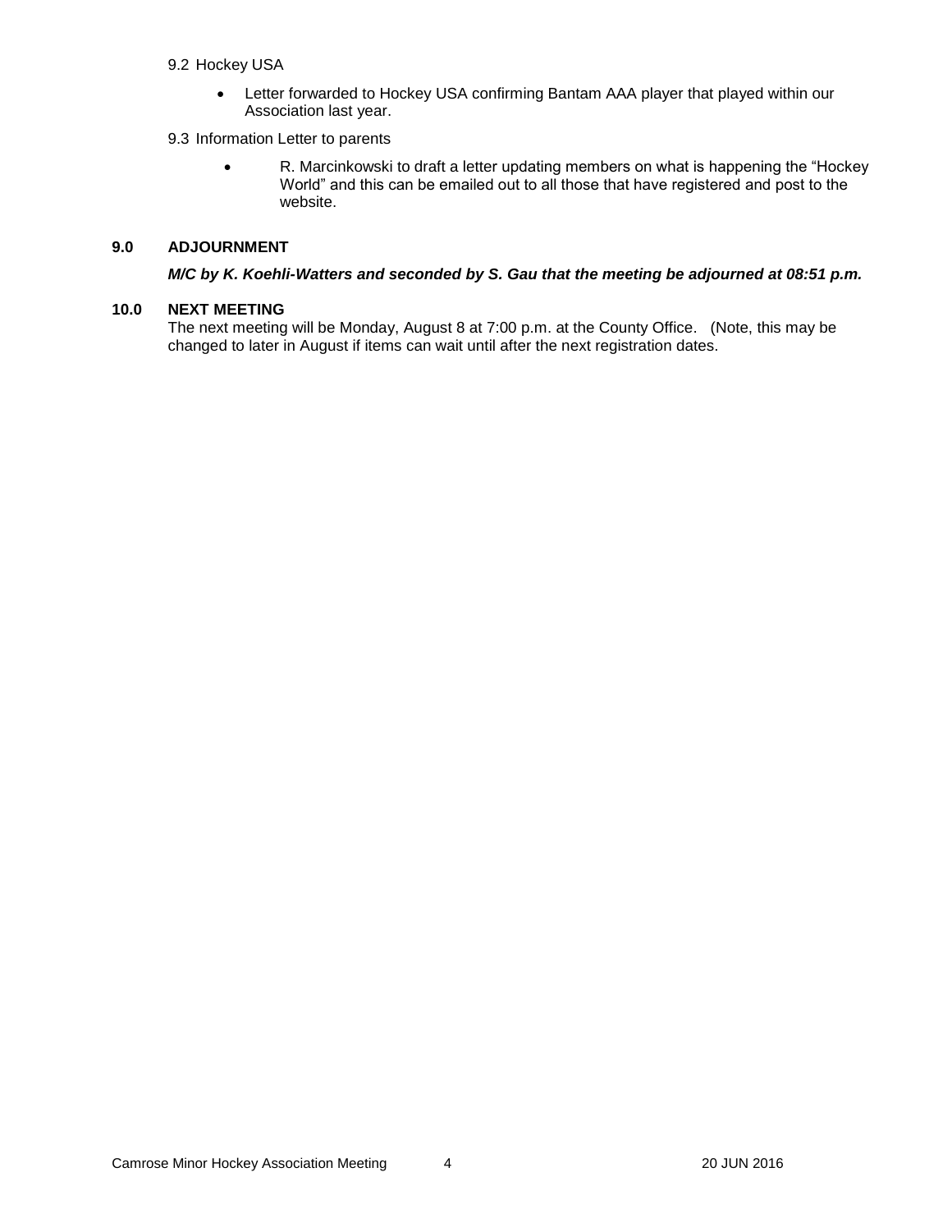9.2 Hockey USA

- Letter forwarded to Hockey USA confirming Bantam AAA player that played within our Association last year.

9.3 Information Letter to parents

- R. Marcinkowski to draft a letter updating members on what is happening the "Hockey World" and this can be emailed out to all those that have registered and post to the website.

## 9.0 ADJOURNMENT

***M/C by K. Koehli-Watters and seconded by S. Gau that the meeting be adjourned at 08:51 p.m.***

## 10.0 NEXT MEETING

The next meeting will be Monday, August 8 at 7:00 p.m. at the County Office. (Note, this may be changed to later in August if items can wait until after the next registration dates.